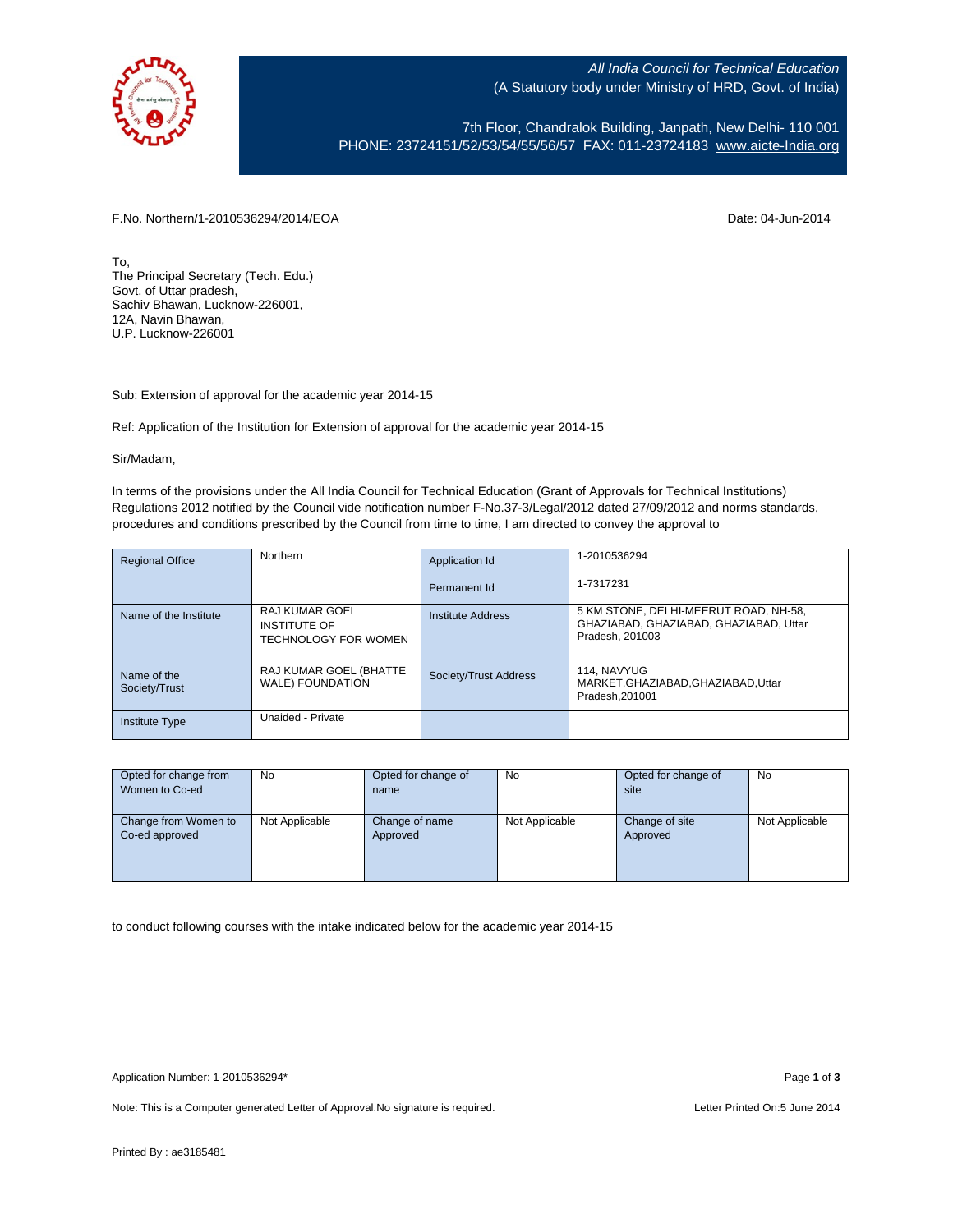All India Council for Technical Education
(A Statutory body under Ministry of HRD, Govt. of India)

7th Floor, Chandralok Building, Janpath, New Delhi- 110 001
PHONE: 23724151/52/53/54/55/56/57 FAX: 011-23724183 www.aicte-India.org

F.No. Northern/1-2010536294/2014/EOA

Date: 04-Jun-2014

To,
The Principal Secretary (Tech. Edu.)
Govt. of Uttar pradesh,
Sachiv Bhawan, Lucknow-226001,
12A, Navin Bhawan,
U.P. Lucknow-226001

Sub: Extension of approval for the academic year 2014-15

Ref: Application of the Institution for Extension of approval for the academic year 2014-15

Sir/Madam,

In terms of the provisions under the All India Council for Technical Education (Grant of Approvals for Technical Institutions) Regulations 2012 notified by the Council vide notification number F-No.37-3/Legal/2012 dated 27/09/2012 and norms standards, procedures and conditions prescribed by the Council from time to time, I am directed to convey the approval to

| Regional Office | Northern | Application Id | 1-2010536294 |
|---|---|---|---|
| | | Permanent Id | 1-7317231 |
| Name of the Institute | RAJ KUMAR GOEL INSTITUTE OF TECHNOLOGY FOR WOMEN | Institute Address | 5 KM STONE, DELHI-MEERUT ROAD, NH-58, GHAZIABAD, GHAZIABAD, GHAZIABAD, Uttar Pradesh, 201003 |
| Name of the Society/Trust | RAJ KUMAR GOEL (BHATTE WALE) FOUNDATION | Society/Trust Address | 114, NAVYUG MARKET,GHAZIABAD,GHAZIABAD,Uttar Pradesh,201001 |
| Institute Type | Unaided - Private | | |

| Opted for change from Women to Co-ed | No | Opted for change of name | No | Opted for change of site | No |
|---|---|---|---|---|---|
| Change from Women to Co-ed approved | Not Applicable | Change of name Approved | Not Applicable | Change of site Approved | Not Applicable |

to conduct following courses with the intake indicated below for the academic year 2014-15

Application Number: 1-2010536294*

Note: This is a Computer generated Letter of Approval.No signature is required.

Letter Printed On:5 June 2014

Printed By : ae3185481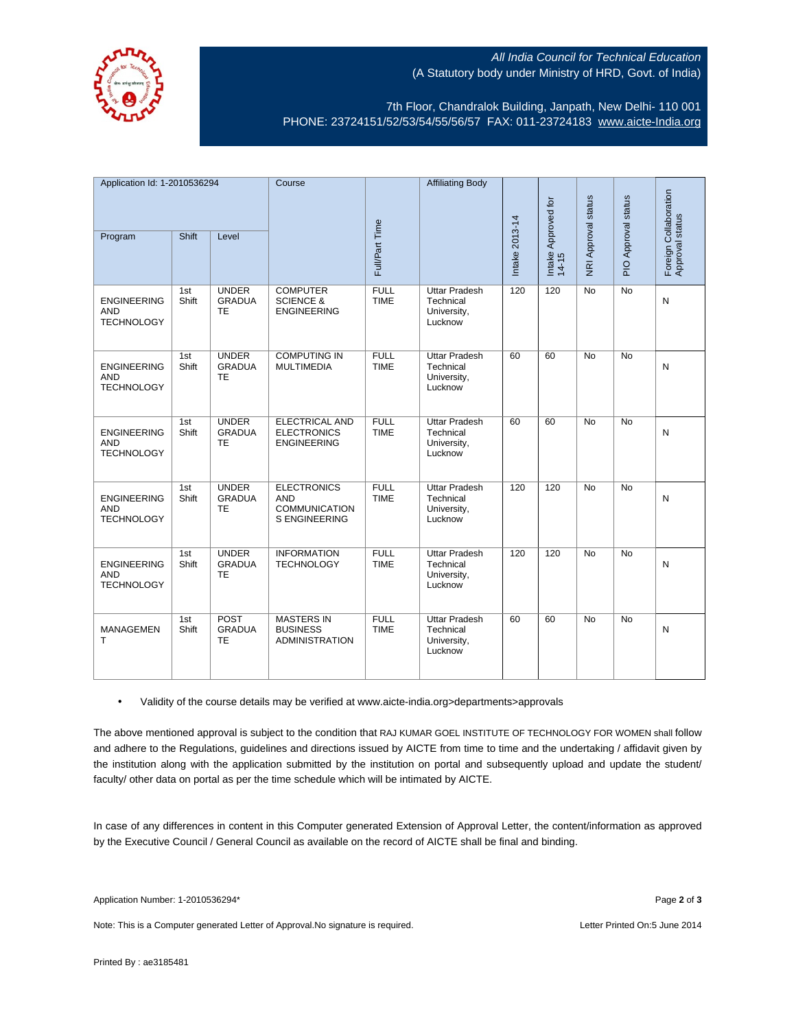All India Council for Technical Education
(A Statutory body under Ministry of HRD, Govt. of India)

7th Floor, Chandralok Building, Janpath, New Delhi- 110 001
PHONE: 23724151/52/53/54/55/56/57 FAX: 011-23724183 www.aicte-India.org

| Application Id: 1-2010536294 | | | Course | Full/Part Time | Affiliating Body | Intake 2013-14 | Intake Approved for 14-15 | NRI Approval status | PIO Approval status | Foreign Collaboration Approval status |
|---|---|---|---|---|---|---|---|---|---|---|
| Program | Shift | Level | | | | | | | | |
| ENGINEERING AND TECHNOLOGY | 1st Shift | UNDER GRADUATE | COMPUTER SCIENCE & ENGINEERING | FULL TIME | Uttar Pradesh Technical University, Lucknow | 120 | 120 | No | No | N |
| ENGINEERING AND TECHNOLOGY | 1st Shift | UNDER GRADUATE | COMPUTING IN MULTIMEDIA | FULL TIME | Uttar Pradesh Technical University, Lucknow | 60 | 60 | No | No | N |
| ENGINEERING AND TECHNOLOGY | 1st Shift | UNDER GRADUATE | ELECTRICAL AND ELECTRONICS ENGINEERING | FULL TIME | Uttar Pradesh Technical University, Lucknow | 60 | 60 | No | No | N |
| ENGINEERING AND TECHNOLOGY | 1st Shift | UNDER GRADUATE | ELECTRONICS AND COMMUNICATIONS ENGINEERING | FULL TIME | Uttar Pradesh Technical University, Lucknow | 120 | 120 | No | No | N |
| ENGINEERING AND TECHNOLOGY | 1st Shift | UNDER GRADUATE | INFORMATION TECHNOLOGY | FULL TIME | Uttar Pradesh Technical University, Lucknow | 120 | 120 | No | No | N |
| MANAGEMENT | 1st Shift | POST GRADUATE | MASTERS IN BUSINESS ADMINISTRATION | FULL TIME | Uttar Pradesh Technical University, Lucknow | 60 | 60 | No | No | N |

- Validity of the course details may be verified at www.aicte-india.org>departments>approvals

The above mentioned approval is subject to the condition that RAJ KUMAR GOEL INSTITUTE OF TECHNOLOGY FOR WOMEN shall follow and adhere to the Regulations, guidelines and directions issued by AICTE from time to time and the undertaking / affidavit given by the institution along with the application submitted by the institution on portal and subsequently upload and update the student/ faculty/ other data on portal as per the time schedule which will be intimated by AICTE.

In case of any differences in content in this Computer generated Extension of Approval Letter, the content/information as approved by the Executive Council / General Council as available on the record of AICTE shall be final and binding.

Application Number: 1-2010536294*

Note: This is a Computer generated Letter of Approval.No signature is required.

Letter Printed On:5 June 2014

Printed By : ae3185481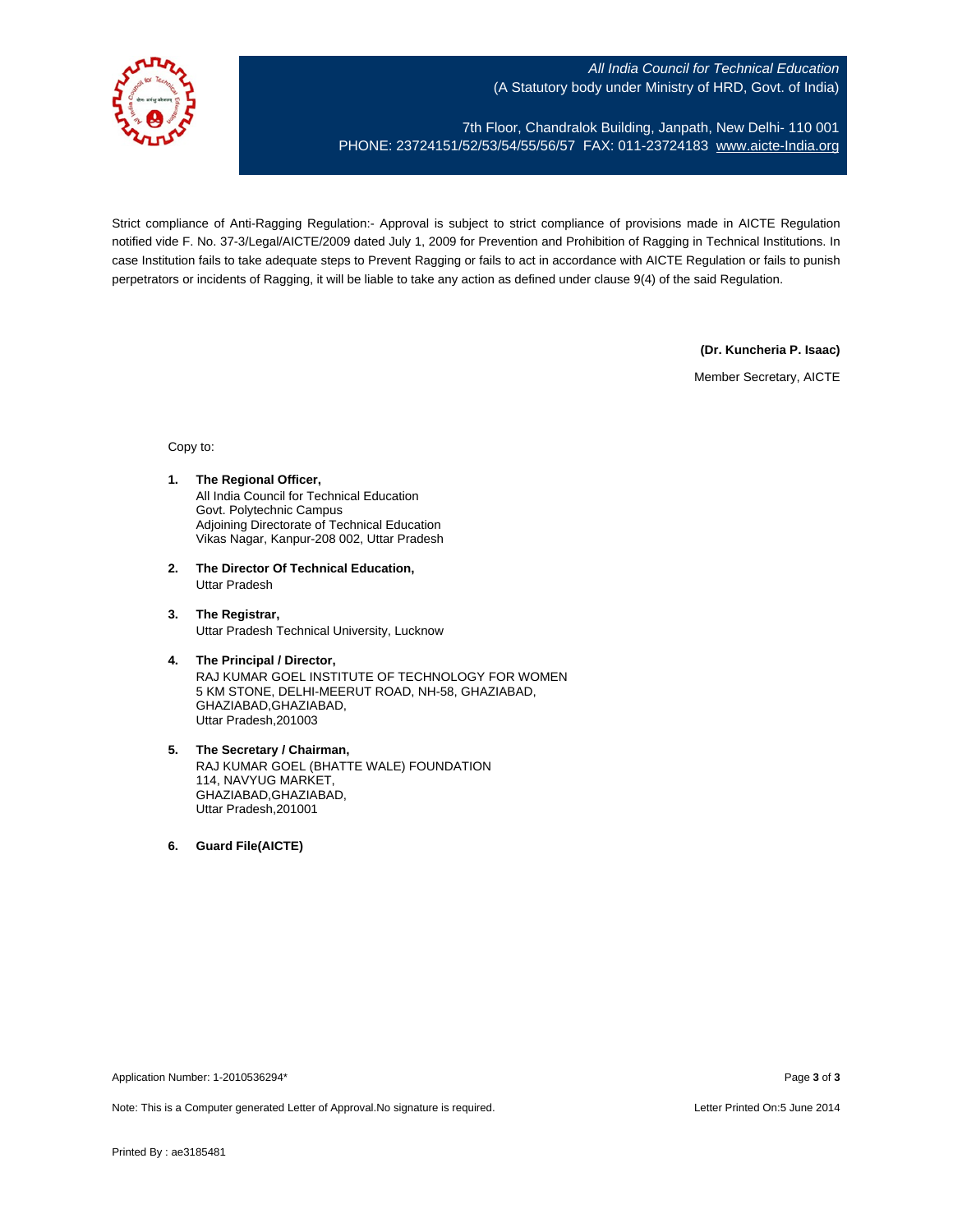All India Council for Technical Education
(A Statutory body under Ministry of HRD, Govt. of India)

7th Floor, Chandralok Building, Janpath, New Delhi- 110 001
PHONE: 23724151/52/53/54/55/56/57 FAX: 011-23724183 www.aicte-India.org

Strict compliance of Anti-Ragging Regulation:- Approval is subject to strict compliance of provisions made in AICTE Regulation notified vide F. No. 37-3/Legal/AICTE/2009 dated July 1, 2009 for Prevention and Prohibition of Ragging in Technical Institutions. In case Institution fails to take adequate steps to Prevent Ragging or fails to act in accordance with AICTE Regulation or fails to punish perpetrators or incidents of Ragging, it will be liable to take any action as defined under clause 9(4) of the said Regulation.

**(Dr. Kuncheria P. Isaac)**

Member Secretary, AICTE

Copy to:

1. **The Regional Officer,**
   All India Council for Technical Education
   Govt. Polytechnic Campus
   Adjoining Directorate of Technical Education
   Vikas Nagar, Kanpur-208 002, Uttar Pradesh

2. **The Director Of Technical Education,**
   Uttar Pradesh

3. **The Registrar,**
   Uttar Pradesh Technical University, Lucknow

4. **The Principal / Director,**
   RAJ KUMAR GOEL INSTITUTE OF TECHNOLOGY FOR WOMEN
   5 KM STONE, DELHI-MEERUT ROAD, NH-58, GHAZIABAD,
   GHAZIABAD,GHAZIABAD,
   Uttar Pradesh,201003

5. **The Secretary / Chairman,**
   RAJ KUMAR GOEL (BHATTE WALE) FOUNDATION
   114, NAVYUG MARKET,
   GHAZIABAD,GHAZIABAD,
   Uttar Pradesh,201001

6. **Guard File(AICTE)**

Application Number: 1-2010536294*

Note: This is a Computer generated Letter of Approval.No signature is required.

Letter Printed On:5 June 2014

Printed By : ae3185481